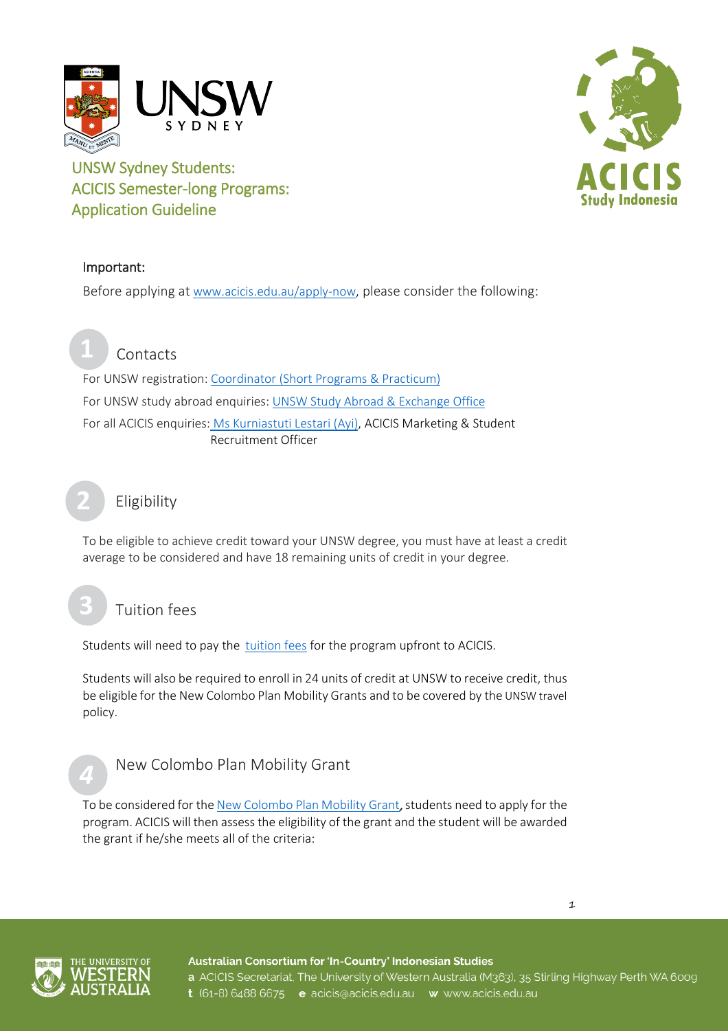# UNSW Sydney Students: ACICIS Semester-long Programs: Application Guideline

**Important:**

Before applying at www.acicis.edu.au/apply-now, please consider the following:

## 1 Contacts

For UNSW registration: Coordinator (Short Programs & Practicum)

For UNSW study abroad enquiries: UNSW Study Abroad & Exchange Office

For all ACICIS enquiries: Ms Kurniastuti Lestari (Ayi), ACICIS Marketing & Student Recruitment Officer

## 2 Eligibility

To be eligible to achieve credit toward your UNSW degree, you must have at least a credit average to be considered and have 18 remaining units of credit in your degree.

## 3 Tuition fees

Students will need to pay the tuition fees for the program upfront to ACICIS.

Students will also be required to enroll in 24 units of credit at UNSW to receive credit, thus be eligible for the New Colombo Plan Mobility Grants and to be covered by the UNSW travel policy.

## 4 New Colombo Plan Mobility Grant

To be considered for the New Colombo Plan Mobility Grant, students need to apply for the program. ACICIS will then assess the eligibility of the grant and the student will be awarded the grant if he/she meets all of the criteria: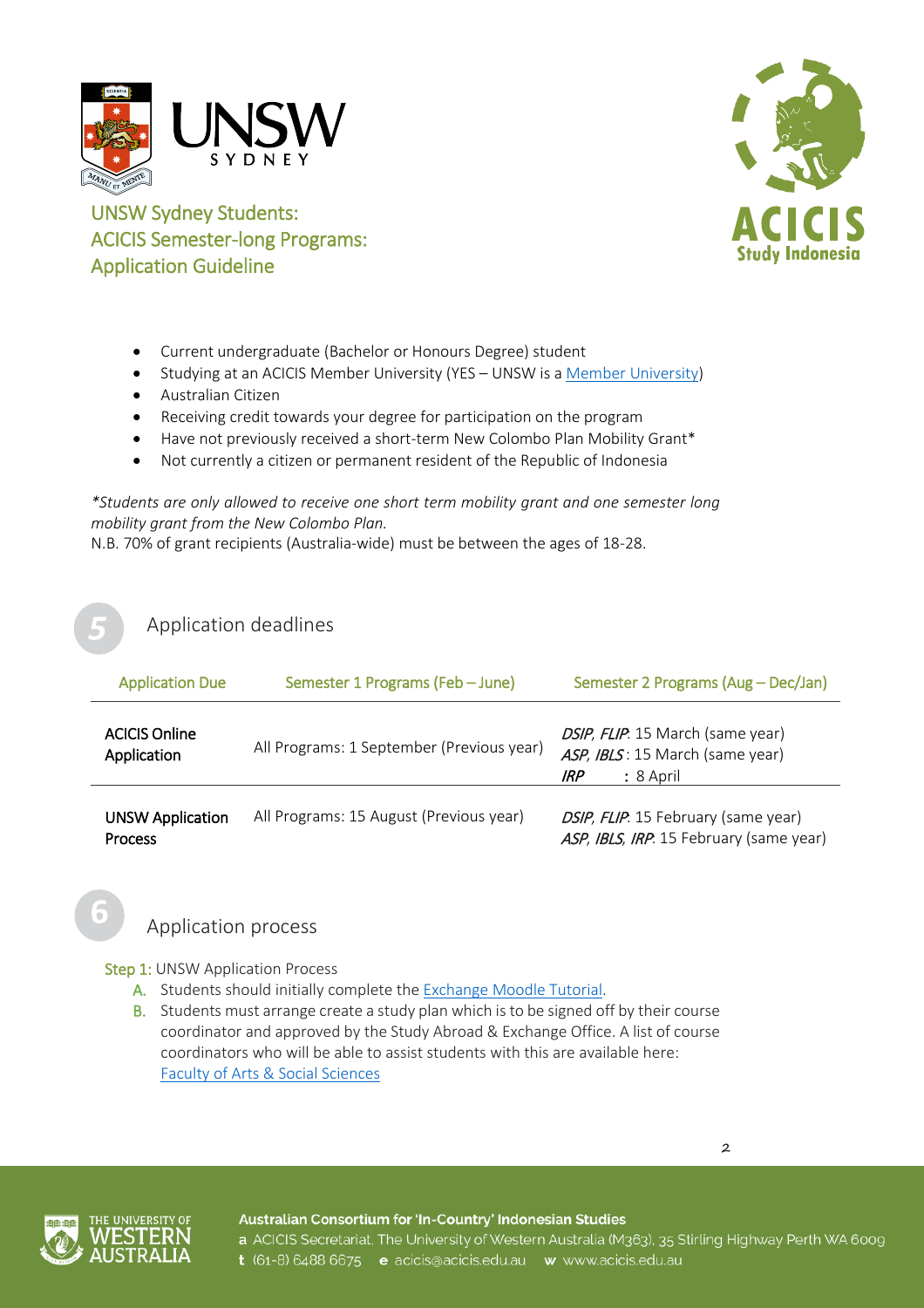UNSW Sydney Students:
ACICIS Semester-long Programs:
Application Guideline

- Current undergraduate (Bachelor or Honours Degree) student
- Studying at an ACICIS Member University (YES – UNSW is a Member University)
- Australian Citizen
- Receiving credit towards your degree for participation on the program
- Have not previously received a short-term New Colombo Plan Mobility Grant*
- Not currently a citizen or permanent resident of the Republic of Indonesia

*\*Students are only allowed to receive one short term mobility grant and one semester long mobility grant from the New Colombo Plan.*
N.B. 70% of grant recipients (Australia-wide) must be between the ages of 18-28.

## 5 Application deadlines

| Application Due | Semester 1 Programs (Feb – June) | Semester 2 Programs (Aug – Dec/Jan) |
|---|---|---|
| **ACICIS Online Application** | All Programs: 1 September (Previous year) | *DSIP*, *FLIP*: 15 March (same year)<br>*ASP*, *IBLS*: 15 March (same year)<br>*IRP* : 8 April |
| **UNSW Application Process** | All Programs: 15 August (Previous year) | *DSIP*, *FLIP*: 15 February (same year)<br>*ASP*, *IBLS*, *IRP*: 15 February (same year) |

## 6 Application process

Step 1: UNSW Application Process

A. Students should initially complete the Exchange Moodle Tutorial.
B. Students must arrange create a study plan which is to be signed off by their course coordinator and approved by the Study Abroad & Exchange Office. A list of course coordinators who will be able to assist students with this are available here: Faculty of Arts & Social Sciences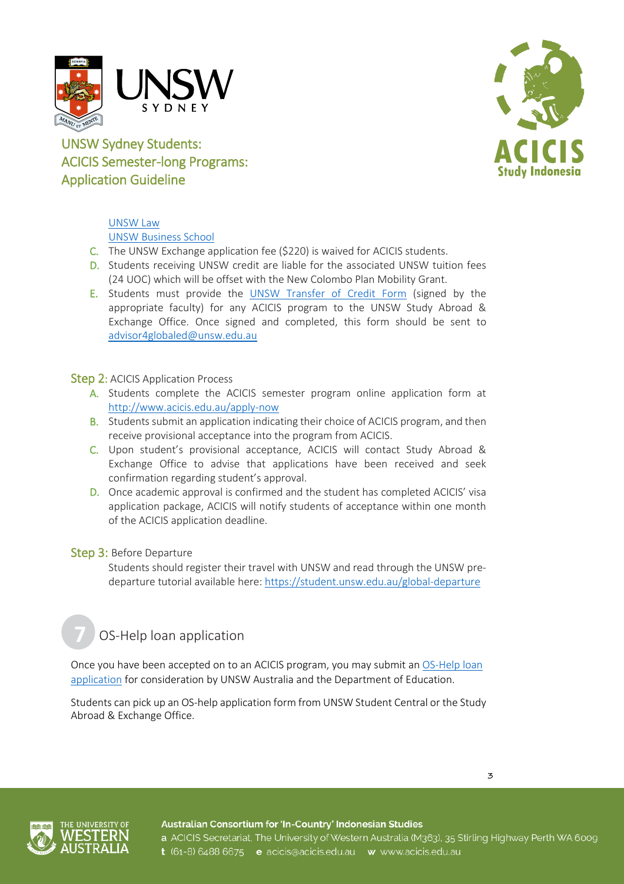UNSW Law
UNSW Business School

C. The UNSW Exchange application fee ($220) is waived for ACICIS students.
D. Students receiving UNSW credit are liable for the associated UNSW tuition fees (24 UOC) which will be offset with the New Colombo Plan Mobility Grant.
E. Students must provide the UNSW Transfer of Credit Form (signed by the appropriate faculty) for any ACICIS program to the UNSW Study Abroad & Exchange Office. Once signed and completed, this form should be sent to advisor4globaled@unsw.edu.au

**Step 2:** ACICIS Application Process

A. Students complete the ACICIS semester program online application form at http://www.acicis.edu.au/apply-now
B. Students submit an application indicating their choice of ACICIS program, and then receive provisional acceptance into the program from ACICIS.
C. Upon student's provisional acceptance, ACICIS will contact Study Abroad & Exchange Office to advise that applications have been received and seek confirmation regarding student's approval.
D. Once academic approval is confirmed and the student has completed ACICIS' visa application package, ACICIS will notify students of acceptance within one month of the ACICIS application deadline.

**Step 3:** Before Departure

Students should register their travel with UNSW and read through the UNSW pre-departure tutorial available here: https://student.unsw.edu.au/global-departure

## 7 OS-Help loan application

Once you have been accepted on to an ACICIS program, you may submit an OS-Help loan application for consideration by UNSW Australia and the Department of Education.

Students can pick up an OS-help application form from UNSW Student Central or the Study Abroad & Exchange Office.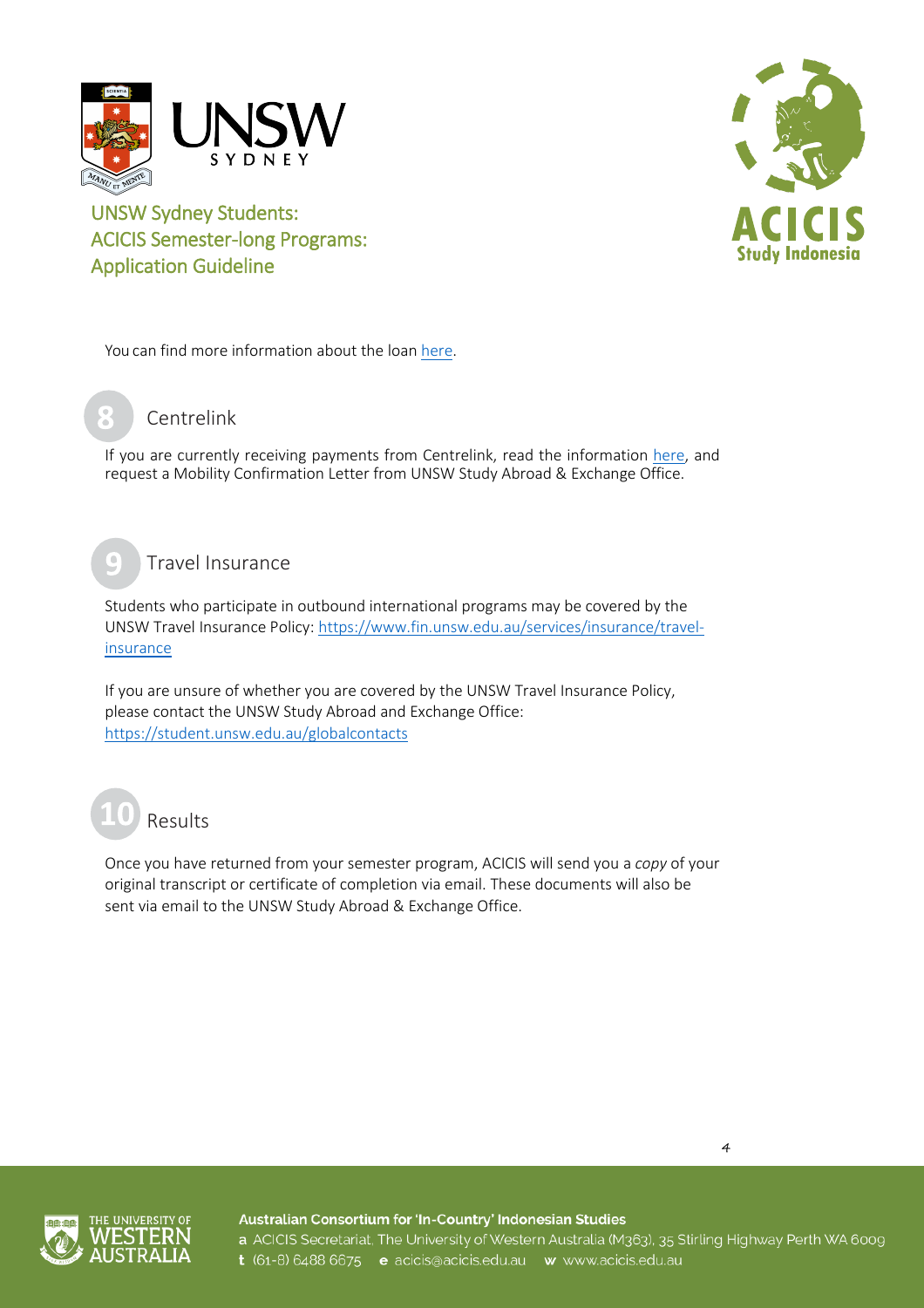You can find more information about the loan here.

## 8 Centrelink

If you are currently receiving payments from Centrelink, read the information here, and request a Mobility Confirmation Letter from UNSW Study Abroad & Exchange Office.

## 9 Travel Insurance

Students who participate in outbound international programs may be covered by the UNSW Travel Insurance Policy: https://www.fin.unsw.edu.au/services/insurance/travel-insurance

If you are unsure of whether you are covered by the UNSW Travel Insurance Policy, please contact the UNSW Study Abroad and Exchange Office: https://student.unsw.edu.au/globalcontacts

## 10 Results

Once you have returned from your semester program, ACICIS will send you a *copy* of your original transcript or certificate of completion via email. These documents will also be sent via email to the UNSW Study Abroad & Exchange Office.